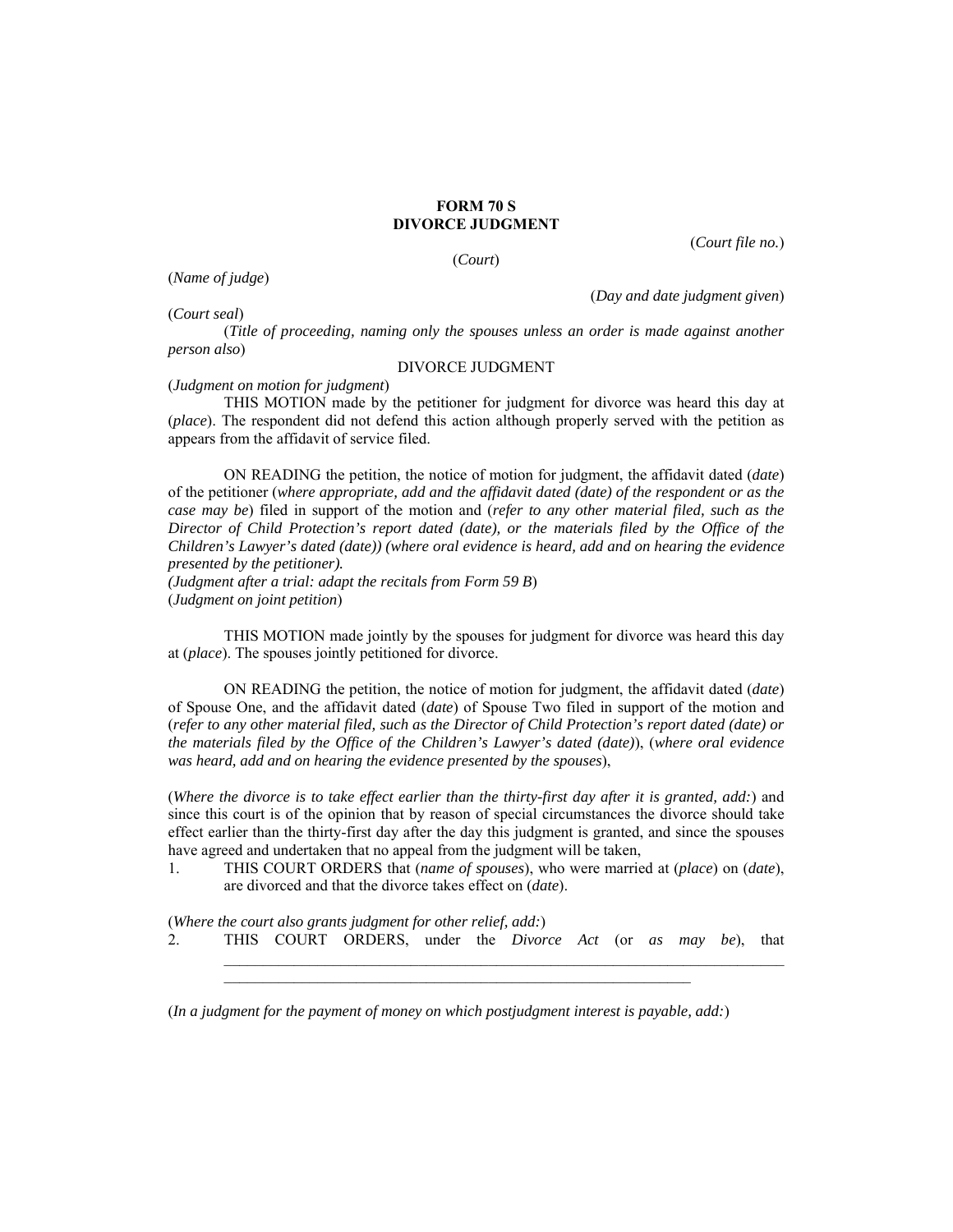**FORM 70 S**
**DIVORCE JUDGMENT**

(*Court file no.*)

(*Court*)

(*Name of judge*)

(*Day and date judgment given*)

(*Court seal*)

(*Title of proceeding, naming only the spouses unless an order is made against another person also*)

DIVORCE JUDGMENT

(*Judgment on motion for judgment*)

THIS MOTION made by the petitioner for judgment for divorce was heard this day at (*place*). The respondent did not defend this action although properly served with the petition as appears from the affidavit of service filed.

ON READING the petition, the notice of motion for judgment, the affidavit dated (*date*) of the petitioner (*where appropriate, add and the affidavit dated (date) of the respondent or as the case may be*) filed in support of the motion and (*refer to any other material filed, such as the Director of Child Protection's report dated (date), or the materials filed by the Office of the Children's Lawyer's dated (date)) (where oral evidence is heard, add and on hearing the evidence presented by the petitioner).*

*(Judgment after a trial: adapt the recitals from Form 59 B*)

(*Judgment on joint petition*)

THIS MOTION made jointly by the spouses for judgment for divorce was heard this day at (*place*). The spouses jointly petitioned for divorce.

ON READING the petition, the notice of motion for judgment, the affidavit dated (*date*) of Spouse One, and the affidavit dated (*date*) of Spouse Two filed in support of the motion and (*refer to any other material filed, such as the Director of Child Protection's report dated (date) or the materials filed by the Office of the Children's Lawyer's dated (date)*), (*where oral evidence was heard, add and on hearing the evidence presented by the spouses*),

(*Where the divorce is to take effect earlier than the thirty-first day after it is granted, add:*) and since this court is of the opinion that by reason of special circumstances the divorce should take effect earlier than the thirty-first day after the day this judgment is granted, and since the spouses have agreed and undertaken that no appeal from the judgment will be taken,

1. THIS COURT ORDERS that (*name of spouses*), who were married at (*place*) on (*date*), are divorced and that the divorce takes effect on (*date*).

(*Where the court also grants judgment for other relief, add:*)

2. THIS COURT ORDERS, under the *Divorce Act* (or *as may be*), that \_\_\_\_\_\_\_\_\_\_\_\_\_\_\_\_\_\_\_\_\_\_\_\_\_\_\_\_\_\_\_\_\_\_\_\_\_\_\_\_\_\_\_\_\_\_\_\_\_\_\_\_\_\_\_\_\_\_\_\_\_\_\_\_\_\_\_\_\_\_\_\_\_\_\_\_
\_\_\_\_\_\_\_\_\_\_\_\_\_\_\_\_\_\_\_\_\_\_\_\_\_\_\_\_\_\_\_\_\_\_\_\_\_\_\_\_\_\_\_\_\_\_\_\_\_\_\_\_\_\_\_\_\_\_\_\_\_\_

(*In a judgment for the payment of money on which postjudgment interest is payable, add:*)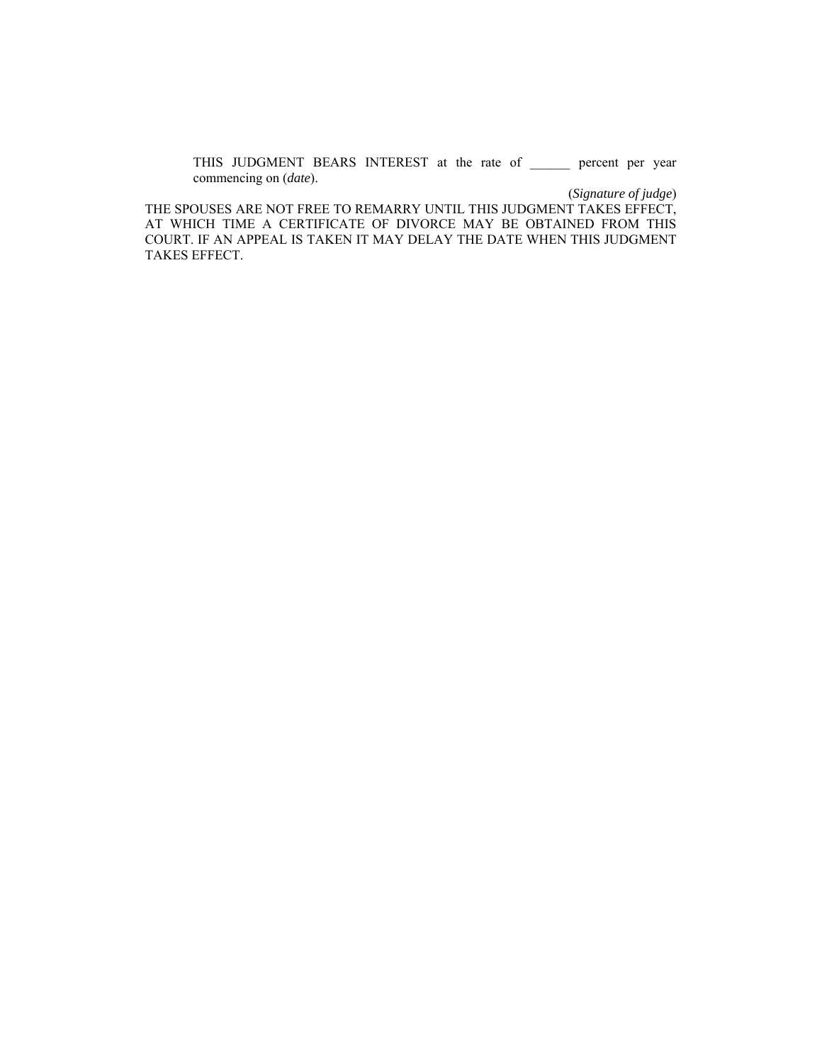THIS JUDGMENT BEARS INTEREST at the rate of ______ percent per year commencing on (*date*).

(*Signature of judge*)

THE SPOUSES ARE NOT FREE TO REMARRY UNTIL THIS JUDGMENT TAKES EFFECT, AT WHICH TIME A CERTIFICATE OF DIVORCE MAY BE OBTAINED FROM THIS COURT. IF AN APPEAL IS TAKEN IT MAY DELAY THE DATE WHEN THIS JUDGMENT TAKES EFFECT.